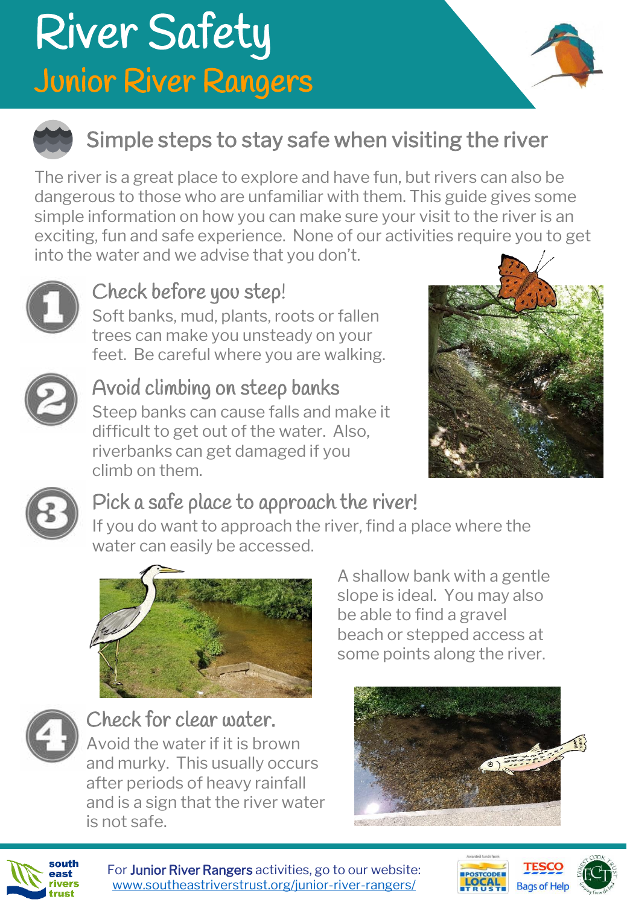# River Safety

## Junior River Rangers

### Simple steps to stay safe when visiting the river

The river is a great place to explore and have fun, but rivers can also be dangerous to those who are unfamiliar with them. This guide gives some simple information on how you can make sure your visit to the river is an exciting, fun and safe experience. None of our activities require you to get into the water and we advise that you don't.

### 1. Check before you step!

Soft banks, mud, plants, roots or fallen trees can make you unsteady on your feet. Be careful where you are walking.

### 2. Avoid climbing on steep banks

Steep banks can cause falls and make it difficult to get out of the water. Also, riverbanks can get damaged if you climb on them.

### 3. Pick a safe place to approach the river!

If you do want to approach the river, find a place where the water can easily be accessed.

A shallow bank with a gentle slope is ideal. You may also be able to find a gravel beach or stepped access at some points along the river.

### 4. Check for clear water.

Avoid the water if it is brown and murky. This usually occurs after periods of heavy rainfall and is a sign that the river water is not safe.

For **Junior River Rangers** activities, go to our website: www.southeastriverstrust.org/junior-river-rangers/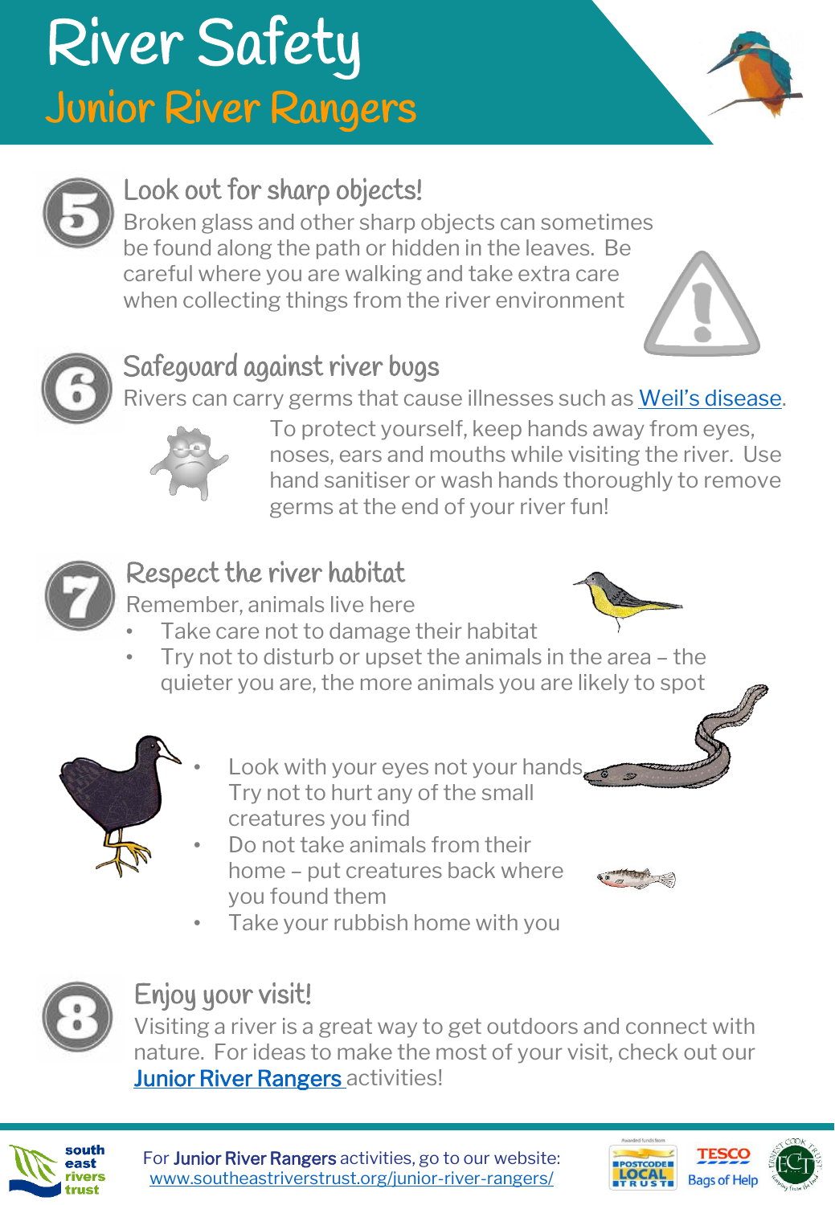# River Safety

## Junior River Rangers

### 5 Look out for sharp objects!

Broken glass and other sharp objects can sometimes be found along the path or hidden in the leaves. Be careful where you are walking and take extra care when collecting things from the river environment

### 6 Safeguard against river bugs

Rivers can carry germs that cause illnesses such as Weil's disease. To protect yourself, keep hands away from eyes, noses, ears and mouths while visiting the river. Use hand sanitiser or wash hands thoroughly to remove germs at the end of your river fun!

### 7 Respect the river habitat

Remember, animals live here

- Take care not to damage their habitat
- Try not to disturb or upset the animals in the area – the quieter you are, the more animals you are likely to spot
- Look with your eyes not your hands. Try not to hurt any of the small creatures you find
- Do not take animals from their home – put creatures back where you found them
- Take your rubbish home with you

### 8 Enjoy your visit!

Visiting a river is a great way to get outdoors and connect with nature. For ideas to make the most of your visit, check out our Junior River Rangers activities!

---

For Junior River Rangers activities, go to our website: www.southeastriverstrust.org/junior-river-rangers/